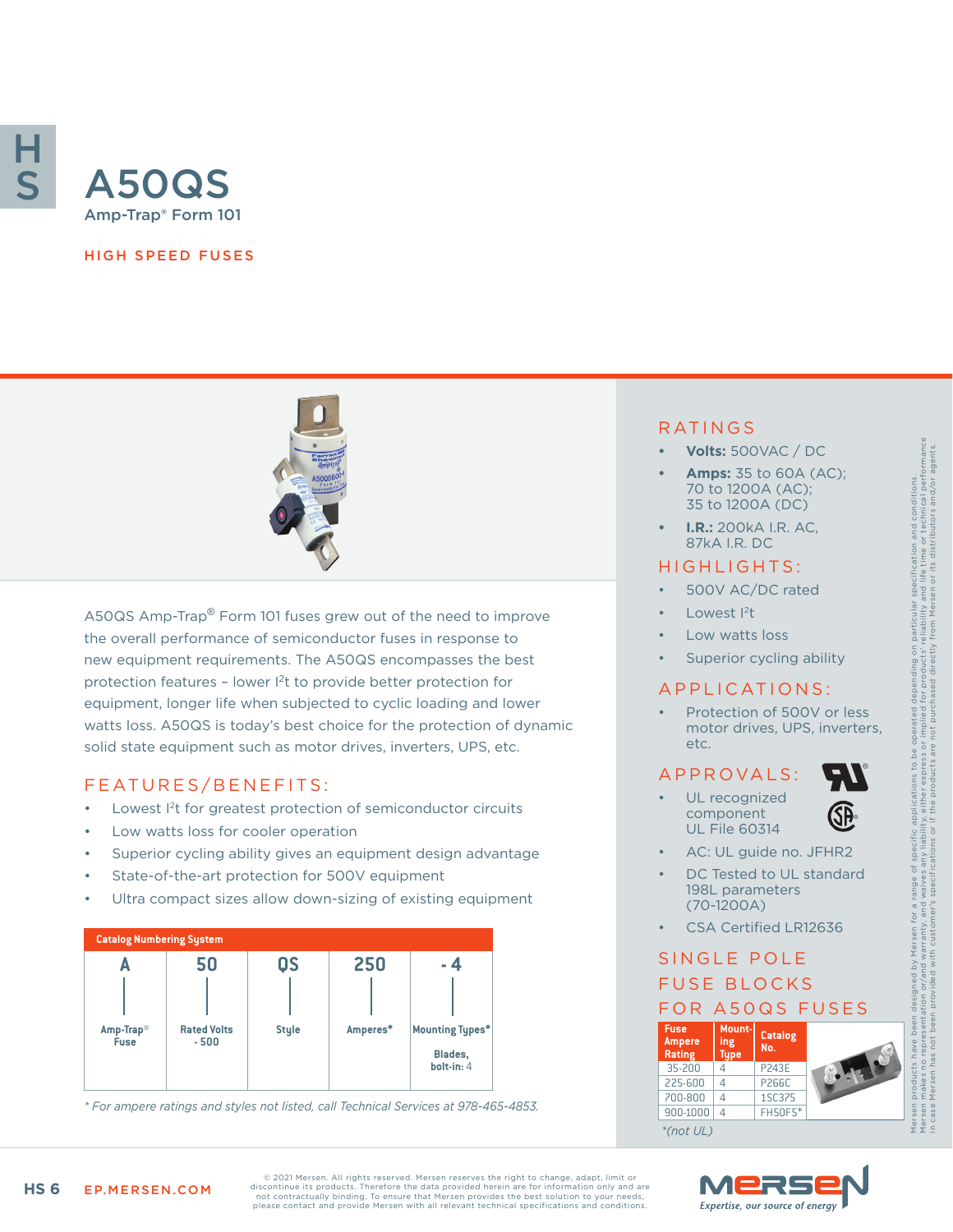# A50QS

Amp-Trap® Form 101

HIGH SPEED FUSES

A50QS Amp-Trap® Form 101 fuses grew out of the need to improve the overall performance of semiconductor fuses in response to new equipment requirements. The A50QS encompasses the best protection features – lower $I^2t$ to provide better protection for equipment, longer life when subjected to cyclic loading and lower watts loss. A50QS is today's best choice for the protection of dynamic solid state equipment such as motor drives, inverters, UPS, etc.

## FEATURES/BENEFITS:

- Lowest $I^2t$ for greatest protection of semiconductor circuits
- Low watts loss for cooler operation
- Superior cycling ability gives an equipment design advantage
- State-of-the-art protection for 500V equipment
- Ultra compact sizes allow down-sizing of existing equipment

**Catalog Numbering System**

| A | 50 | QS | 250 | - 4 |
|---|---|---|---|---|
| Amp-Trap® Fuse | Rated Volts - 500 | Style | Amperes* | Mounting Types* Blades, bolt-in: 4 |

*\* For ampere ratings and styles not listed, call Technical Services at 978-465-4853.*

## RATINGS

- **Volts:** 500VAC / DC
- **Amps:** 35 to 60A (AC); 70 to 1200A (AC); 35 to 1200A (DC)
- **I.R.:** 200kA I.R. AC, 87kA I.R. DC

## HIGHLIGHTS:

- 500V AC/DC rated
- Lowest $I^2t$
- Low watts loss
- Superior cycling ability

## APPLICATIONS:

- Protection of 500V or less motor drives, UPS, inverters, etc.

## APPROVALS:

- UL recognized component UL File 60314
- AC: UL guide no. JFHR2
- DC Tested to UL standard 198L parameters (70-1200A)
- CSA Certified LR12636

## SINGLE POLE FUSE BLOCKS FOR A50QS FUSES

| Fuse Ampere Rating | Mounting Type | Catalog No. |
|---|---|---|
| 35-200 | 4 | P243E |
| 225-600 | 4 | P266C |
| 700-800 | 4 | 1SC375 |
| 900-1000 | 4 | FH50FS* |

*\*(not UL)*

Mersen products have been designed by Mersen for a range of specific applications to be operated depending on particular specification and conditions. Mersen makes no representation or/and warranty, and waives any liability, either express or implied for products' reliability and life time or technical performance in case Mersen has not been provided with customer's specifications or if the products are not purchased directly from Mersen or its distributors and/or agents.

© 2021 Mersen. All rights reserved. Mersen reserves the right to change, adapt, limit or discontinue its products. Therefore the data provided herein are for information only and are not contractually binding. To ensure that Mersen provides the best solution to your needs, please contact and provide Mersen with all relevant technical specifications and conditions.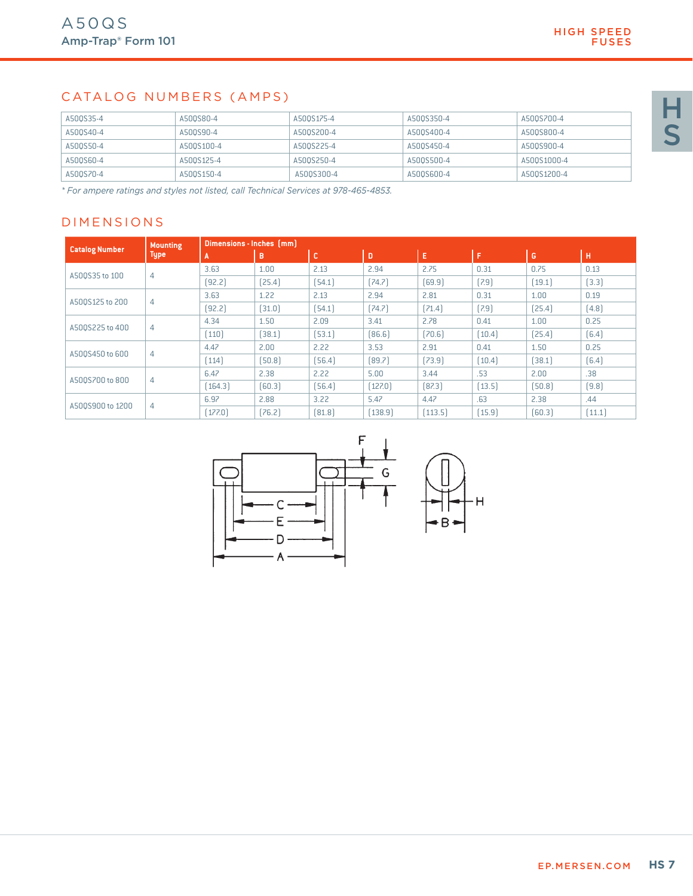# A50QS
**Amp-Trap® Form 101**

HIGH SPEED FUSES

## CATALOG NUMBERS (AMPS)

| | | | | |
|---|---|---|---|---|
| A50QS35-4 | A50QS80-4 | A50QS175-4 | A50QS350-4 | A50QS700-4 |
| A50QS40-4 | A50QS90-4 | A50QS200-4 | A50QS400-4 | A50QS800-4 |
| A50QS50-4 | A50QS100-4 | A50QS225-4 | A50QS450-4 | A50QS900-4 |
| A50QS60-4 | A50QS125-4 | A50QS250-4 | A50QS500-4 | A50QS1000-4 |
| A50QS70-4 | A50QS150-4 | A50QS300-4 | A50QS600-4 | A50QS1200-4 |

*\* For ampere ratings and styles not listed, call Technical Services at 978-465-4853.*

## DIMENSIONS

| Catalog Number | Mounting Type | Dimensions - Inches (mm) | | | | | | | |
|---|---|---|---|---|---|---|---|---|---|
| | | A | B | C | D | E | F | G | H |
| A50QS35 to 100 | 4 | 3.63 | 1.00 | 2.13 | 2.94 | 2.75 | 0.31 | 0.75 | 0.13 |
| | | [92.2] | [25.4] | [54.1] | [74.7] | [69.9] | [7.9] | [19.1] | [3.3] |
| A50QS125 to 200 | 4 | 3.63 | 1.22 | 2.13 | 2.94 | 2.81 | 0.31 | 1.00 | 0.19 |
| | | [92.2] | [31.0] | [54.1] | [74.7] | [71.4] | [7.9] | [25.4] | [4.8] |
| A50QS225 to 400 | 4 | 4.34 | 1.50 | 2.09 | 3.41 | 2.78 | 0.41 | 1.00 | 0.25 |
| | | [110] | [38.1] | [53.1] | [86.6] | [70.6] | [10.4] | [25.4] | [6.4] |
| A50QS450 to 600 | 4 | 4.47 | 2.00 | 2.22 | 3.53 | 2.91 | 0.41 | 1.50 | 0.25 |
| | | [114] | [50.8] | [56.4] | [89.7] | [73.9] | [10.4] | [38.1] | [6.4] |
| A50QS700 to 800 | 4 | 6.47 | 2.38 | 2.22 | 5.00 | 3.44 | .53 | 2.00 | .38 |
| | | [164.3] | [60.3] | [56.4] | [127.0] | [87.3] | [13.5] | [50.8] | [9.8] |
| A50QS900 to 1200 | 4 | 6.97 | 2.88 | 3.22 | 5.47 | 4.47 | .63 | 2.38 | .44 |
| | | [177.0] | [76.2] | [81.8] | [138.9] | [113.5] | [15.9] | [60.3] | [11.1] |

F
G
C
E
D
A
H
B